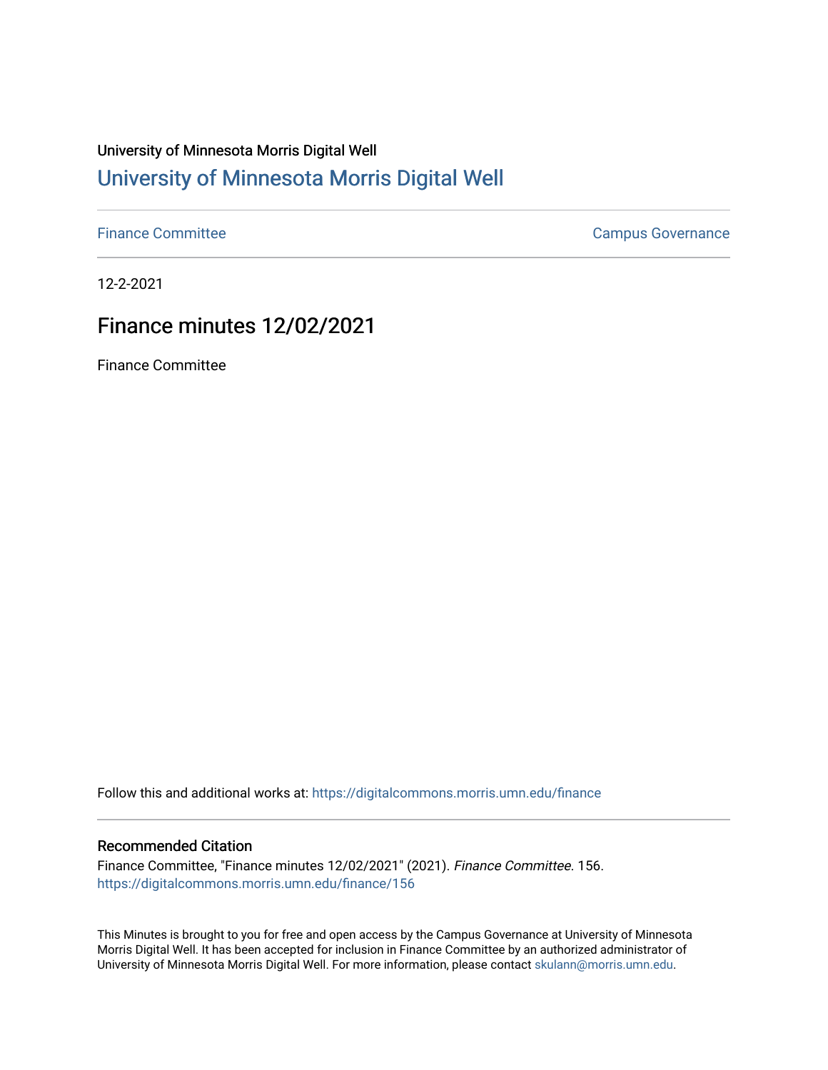University of Minnesota Morris Digital Well

# University of Minnesota Morris Digital Well

Finance Committee | Campus Governance

12-2-2021

## Finance minutes 12/02/2021

Finance Committee

Follow this and additional works at: https://digitalcommons.morris.umn.edu/finance

### Recommended Citation

Finance Committee, "Finance minutes 12/02/2021" (2021). *Finance Committee*. 156.
https://digitalcommons.morris.umn.edu/finance/156

This Minutes is brought to you for free and open access by the Campus Governance at University of Minnesota Morris Digital Well. It has been accepted for inclusion in Finance Committee by an authorized administrator of University of Minnesota Morris Digital Well. For more information, please contact skulann@morris.umn.edu.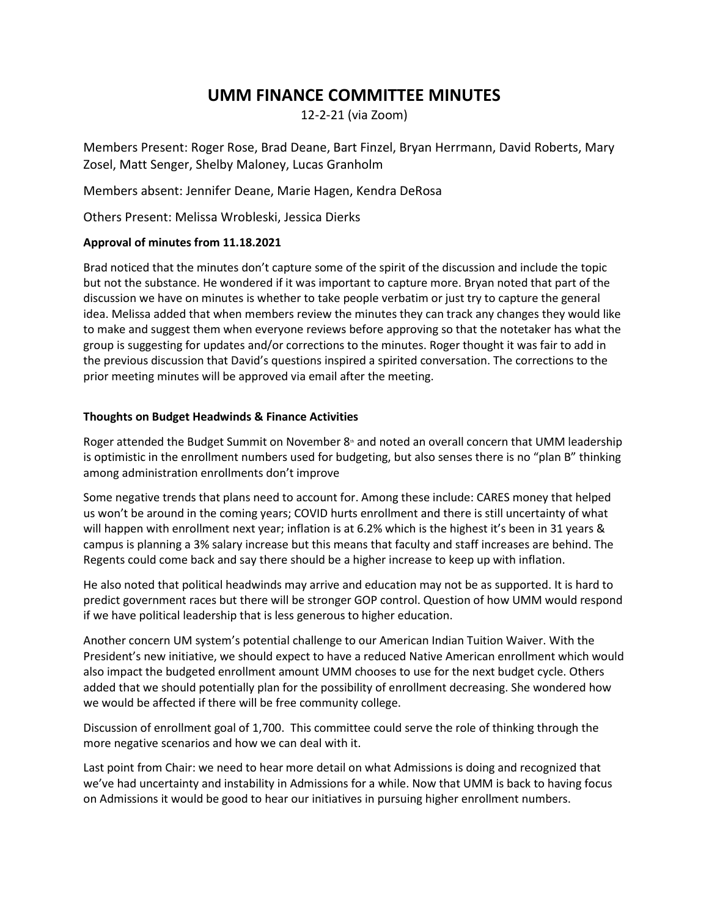# UMM FINANCE COMMITTEE MINUTES

12-2-21 (via Zoom)

Members Present: Roger Rose, Brad Deane, Bart Finzel, Bryan Herrmann, David Roberts, Mary Zosel, Matt Senger, Shelby Maloney, Lucas Granholm

Members absent: Jennifer Deane, Marie Hagen, Kendra DeRosa

Others Present: Melissa Wrobleski, Jessica Dierks

**Approval of minutes from 11.18.2021**

Brad noticed that the minutes don't capture some of the spirit of the discussion and include the topic but not the substance. He wondered if it was important to capture more. Bryan noted that part of the discussion we have on minutes is whether to take people verbatim or just try to capture the general idea. Melissa added that when members review the minutes they can track any changes they would like to make and suggest them when everyone reviews before approving so that the notetaker has what the group is suggesting for updates and/or corrections to the minutes. Roger thought it was fair to add in the previous discussion that David's questions inspired a spirited conversation. The corrections to the prior meeting minutes will be approved via email after the meeting.

**Thoughts on Budget Headwinds & Finance Activities**

Roger attended the Budget Summit on November 8th and noted an overall concern that UMM leadership is optimistic in the enrollment numbers used for budgeting, but also senses there is no "plan B" thinking among administration enrollments don't improve

Some negative trends that plans need to account for. Among these include: CARES money that helped us won't be around in the coming years; COVID hurts enrollment and there is still uncertainty of what will happen with enrollment next year; inflation is at 6.2% which is the highest it's been in 31 years & campus is planning a 3% salary increase but this means that faculty and staff increases are behind. The Regents could come back and say there should be a higher increase to keep up with inflation.

He also noted that political headwinds may arrive and education may not be as supported. It is hard to predict government races but there will be stronger GOP control. Question of how UMM would respond if we have political leadership that is less generous to higher education.

Another concern UM system's potential challenge to our American Indian Tuition Waiver. With the President's new initiative, we should expect to have a reduced Native American enrollment which would also impact the budgeted enrollment amount UMM chooses to use for the next budget cycle. Others added that we should potentially plan for the possibility of enrollment decreasing. She wondered how we would be affected if there will be free community college.

Discussion of enrollment goal of 1,700. This committee could serve the role of thinking through the more negative scenarios and how we can deal with it.

Last point from Chair: we need to hear more detail on what Admissions is doing and recognized that we've had uncertainty and instability in Admissions for a while. Now that UMM is back to having focus on Admissions it would be good to hear our initiatives in pursuing higher enrollment numbers.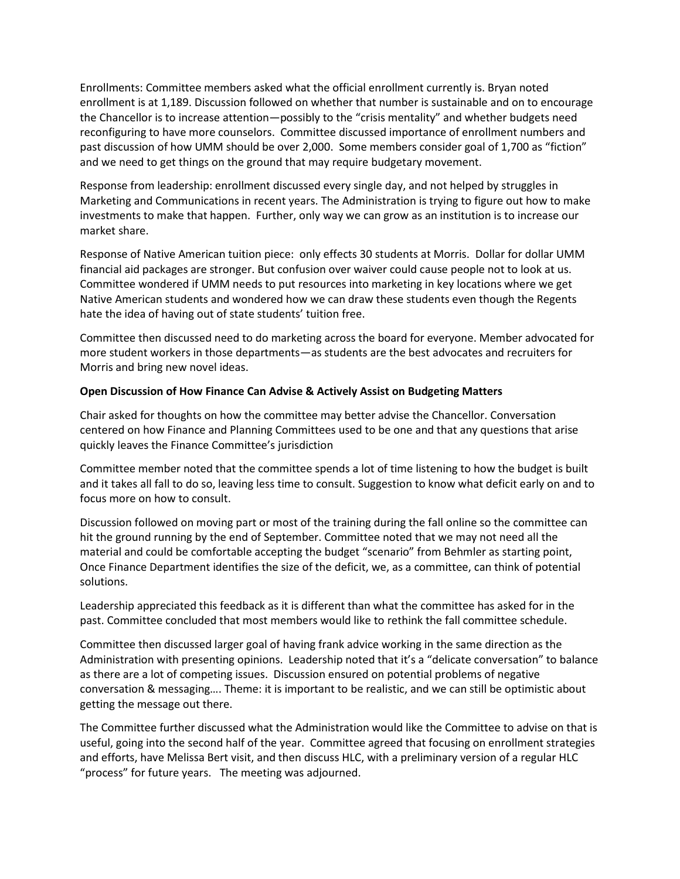Enrollments: Committee members asked what the official enrollment currently is. Bryan noted enrollment is at 1,189. Discussion followed on whether that number is sustainable and on to encourage the Chancellor is to increase attention—possibly to the "crisis mentality" and whether budgets need reconfiguring to have more counselors. Committee discussed importance of enrollment numbers and past discussion of how UMM should be over 2,000. Some members consider goal of 1,700 as "fiction" and we need to get things on the ground that may require budgetary movement.

Response from leadership: enrollment discussed every single day, and not helped by struggles in Marketing and Communications in recent years. The Administration is trying to figure out how to make investments to make that happen. Further, only way we can grow as an institution is to increase our market share.

Response of Native American tuition piece: only effects 30 students at Morris. Dollar for dollar UMM financial aid packages are stronger. But confusion over waiver could cause people not to look at us. Committee wondered if UMM needs to put resources into marketing in key locations where we get Native American students and wondered how we can draw these students even though the Regents hate the idea of having out of state students' tuition free.

Committee then discussed need to do marketing across the board for everyone. Member advocated for more student workers in those departments—as students are the best advocates and recruiters for Morris and bring new novel ideas.

**Open Discussion of How Finance Can Advise & Actively Assist on Budgeting Matters**

Chair asked for thoughts on how the committee may better advise the Chancellor. Conversation centered on how Finance and Planning Committees used to be one and that any questions that arise quickly leaves the Finance Committee's jurisdiction

Committee member noted that the committee spends a lot of time listening to how the budget is built and it takes all fall to do so, leaving less time to consult. Suggestion to know what deficit early on and to focus more on how to consult.

Discussion followed on moving part or most of the training during the fall online so the committee can hit the ground running by the end of September. Committee noted that we may not need all the material and could be comfortable accepting the budget "scenario" from Behmler as starting point, Once Finance Department identifies the size of the deficit, we, as a committee, can think of potential solutions.

Leadership appreciated this feedback as it is different than what the committee has asked for in the past. Committee concluded that most members would like to rethink the fall committee schedule.

Committee then discussed larger goal of having frank advice working in the same direction as the Administration with presenting opinions. Leadership noted that it's a "delicate conversation" to balance as there are a lot of competing issues. Discussion ensured on potential problems of negative conversation & messaging…. Theme: it is important to be realistic, and we can still be optimistic about getting the message out there.

The Committee further discussed what the Administration would like the Committee to advise on that is useful, going into the second half of the year. Committee agreed that focusing on enrollment strategies and efforts, have Melissa Bert visit, and then discuss HLC, with a preliminary version of a regular HLC "process" for future years. The meeting was adjourned.